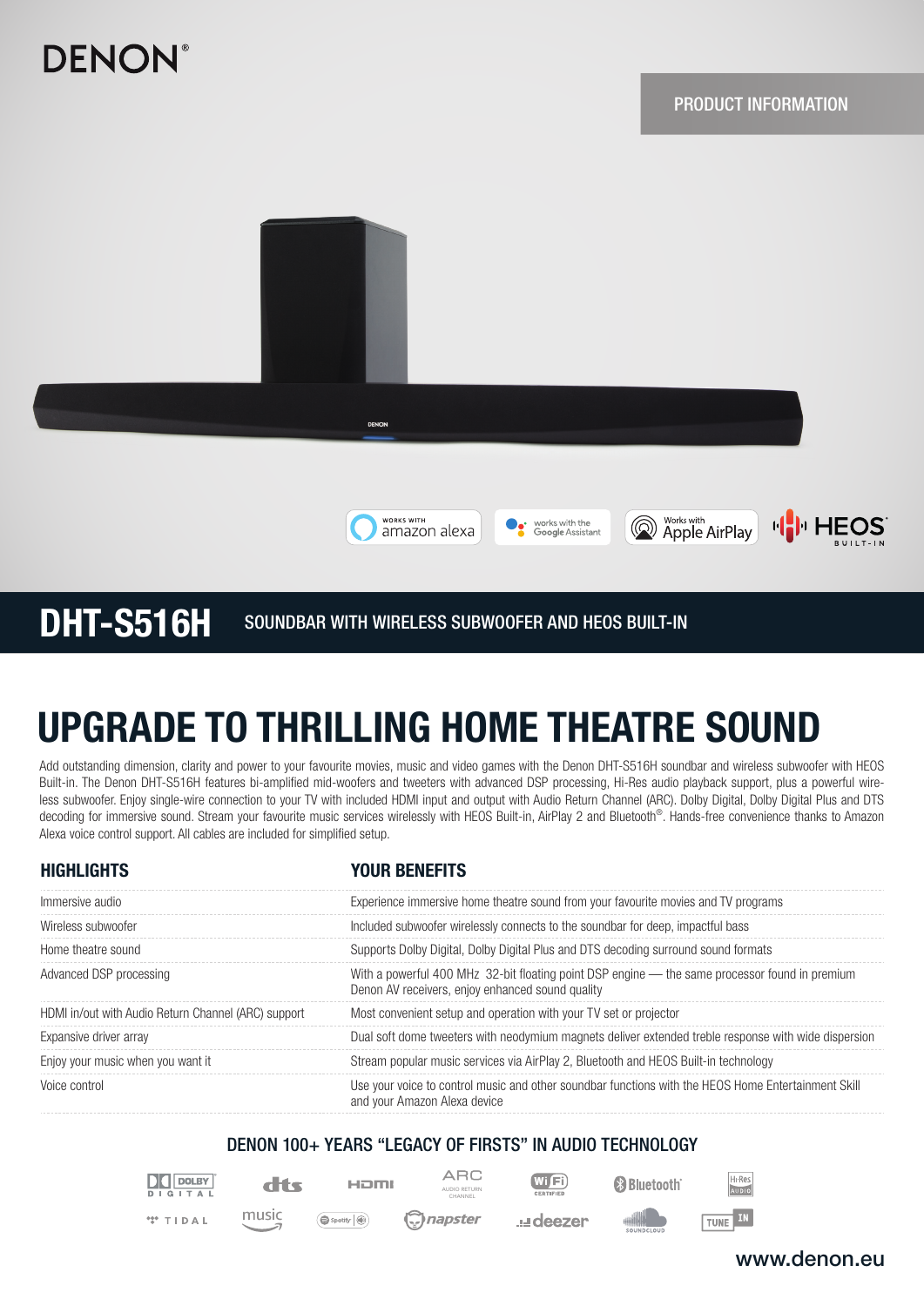DENON

PRODUCT INFORMATION

works with amazon alexa | works with the Google Assistant | Works with Apple AirPlay | HEOS BUILT-IN

# DHT-S516H

SOUNDBAR WITH WIRELESS SUBWOOFER AND HEOS BUILT-IN

## UPGRADE TO THRILLING HOME THEATRE SOUND

Add outstanding dimension, clarity and power to your favourite movies, music and video games with the Denon DHT-S516H soundbar and wireless subwoofer with HEOS Built-in. The Denon DHT-S516H features bi-amplified mid-woofers and tweeters with advanced DSP processing, Hi-Res audio playback support, plus a powerful wireless subwoofer. Enjoy single-wire connection to your TV with included HDMI input and output with Audio Return Channel (ARC). Dolby Digital, Dolby Digital Plus and DTS decoding for immersive sound. Stream your favourite music services wirelessly with HEOS Built-in, AirPlay 2 and Bluetooth®. Hands-free convenience thanks to Amazon Alexa voice control support. All cables are included for simplified setup.

| HIGHLIGHTS | YOUR BENEFITS |
|---|---|
| Immersive audio | Experience immersive home theatre sound from your favourite movies and TV programs |
| Wireless subwoofer | Included subwoofer wirelessly connects to the soundbar for deep, impactful bass |
| Home theatre sound | Supports Dolby Digital, Dolby Digital Plus and DTS decoding surround sound formats |
| Advanced DSP processing | With a powerful 400 MHz 32-bit floating point DSP engine — the same processor found in premium Denon AV receivers, enjoy enhanced sound quality |
| HDMI in/out with Audio Return Channel (ARC) support | Most convenient setup and operation with your TV set or projector |
| Expansive driver array | Dual soft dome tweeters with neodymium magnets deliver extended treble response with wide dispersion |
| Enjoy your music when you want it | Stream popular music services via AirPlay 2, Bluetooth and HEOS Built-in technology |
| Voice control | Use your voice to control music and other soundbar functions with the HEOS Home Entertainment Skill and your Amazon Alexa device |

### DENON 100+ YEARS "LEGACY OF FIRSTS" IN AUDIO TECHNOLOGY

DOLBY DIGITAL · dts · HDMI · ARC AUDIO RETURN CHANNEL · Wi-Fi CERTIFIED · Bluetooth · Hi-Res AUDIO
TIDAL · music · Spotify · napster · deezer · SOUNDCLOUD · TUNE IN

www.denon.eu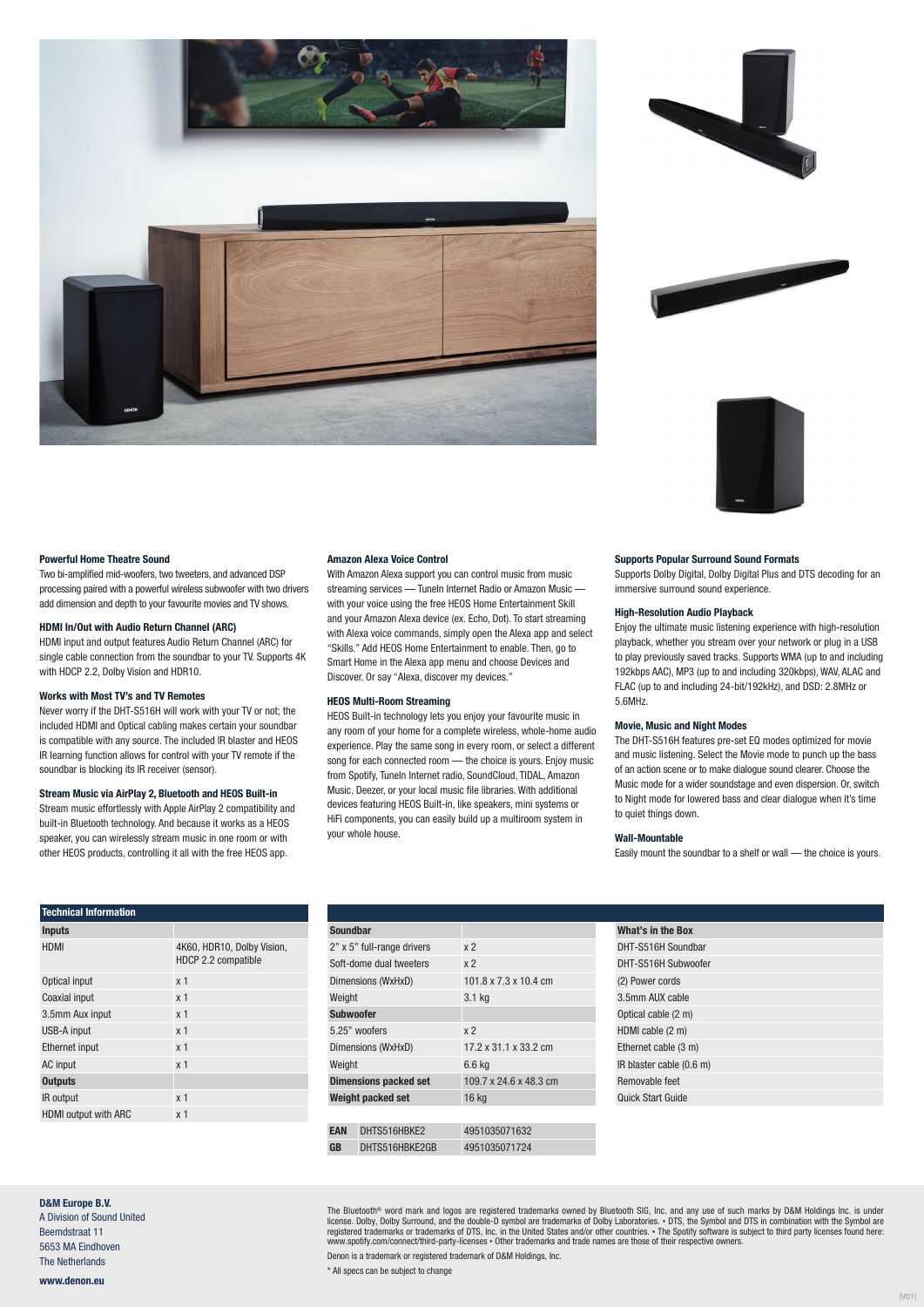### Powerful Home Theatre Sound

Two bi-amplified mid-woofers, two tweeters, and advanced DSP processing paired with a powerful wireless subwoofer with two drivers add dimension and depth to your favourite movies and TV shows.

### HDMI In/Out with Audio Return Channel (ARC)

HDMI input and output features Audio Return Channel (ARC) for single cable connection from the soundbar to your TV. Supports 4K with HDCP 2.2, Dolby Vision and HDR10.

### Works with Most TV's and TV Remotes

Never worry if the DHT-S516H will work with your TV or not; the included HDMI and Optical cabling makes certain your soundbar is compatible with any source. The included IR blaster and HEOS IR learning function allows for control with your TV remote if the soundbar is blocking its IR receiver (sensor).

### Stream Music via AirPlay 2, Bluetooth and HEOS Built-in

Stream music effortlessly with Apple AirPlay 2 compatibility and built-in Bluetooth technology. And because it works as a HEOS speaker, you can wirelessly stream music in one room or with other HEOS products, controlling it all with the free HEOS app.

### Amazon Alexa Voice Control

With Amazon Alexa support you can control music from music streaming services — TuneIn Internet Radio or Amazon Music — with your voice using the free HEOS Home Entertainment Skill and your Amazon Alexa device (ex. Echo, Dot). To start streaming with Alexa voice commands, simply open the Alexa app and select "Skills." Add HEOS Home Entertainment to enable. Then, go to Smart Home in the Alexa app menu and choose Devices and Discover. Or say "Alexa, discover my devices."

### HEOS Multi-Room Streaming

HEOS Built-in technology lets you enjoy your favourite music in any room of your home for a complete wireless, whole-home audio experience. Play the same song in every room, or select a different song for each connected room — the choice is yours. Enjoy music from Spotify, TuneIn Internet radio, SoundCloud, TIDAL, Amazon Music, Deezer, or your local music file libraries. With additional devices featuring HEOS Built-in, like speakers, mini systems or HiFi components, you can easily build up a multiroom system in your whole house.

### Supports Popular Surround Sound Formats

Supports Dolby Digital, Dolby Digital Plus and DTS decoding for an immersive surround sound experience.

### High-Resolution Audio Playback

Enjoy the ultimate music listening experience with high-resolution playback, whether you stream over your network or plug in a USB to play previously saved tracks. Supports WMA (up to and including 192kbps AAC), MP3 (up to and including 320kbps), WAV, ALAC and FLAC (up to and including 24-bit/192kHz), and DSD: 2.8MHz or 5.6MHz.

### Movie, Music and Night Modes

The DHT-S516H features pre-set EQ modes optimized for movie and music listening. Select the Movie mode to punch up the bass of an action scene or to make dialogue sound clearer. Choose the Music mode for a wider soundstage and even dispersion. Or, switch to Night mode for lowered bass and clear dialogue when it's time to quiet things down.

### Wall-Mountable

Easily mount the soundbar to a shelf or wall — the choice is yours.

| Technical Information | |
|---|---|
| **Inputs** | |
| HDMI | 4K60, HDR10, Dolby Vision, HDCP 2.2 compatible |
| Optical input | x 1 |
| Coaxial input | x 1 |
| 3.5mm Aux input | x 1 |
| USB-A input | x 1 |
| Ethernet input | x 1 |
| AC input | x 1 |
| **Outputs** | |
| IR output | x 1 |
| HDMI output with ARC | x 1 |

| | |
|---|---|
| **Soundbar** | |
| 2" x 5" full-range drivers | x 2 |
| Soft-dome dual tweeters | x 2 |
| Dimensions (WxHxD) | 101.8 x 7.3 x 10.4 cm |
| Weight | 3.1 kg |
| **Subwoofer** | |
| 5.25" woofers | x 2 |
| Dimensions (WxHxD) | 17.2 x 31.1 x 33.2 cm |
| Weight | 6.6 kg |
| **Dimensions packed set** | 109.7 x 24.6 x 48.3 cm |
| **Weight packed set** | 16 kg |

| | | |
|---|---|---|
| **EAN** | DHTS516HBKE2 | 4951035071632 |
| **GB** | DHTS516HBKE2GB | 4951035071724 |

| What's in the Box |
|---|
| DHT-S516H Soundbar |
| DHT-S516H Subwoofer |
| (2) Power cords |
| 3.5mm AUX cable |
| Optical cable (2 m) |
| HDMI cable (2 m) |
| Ethernet cable (3 m) |
| IR blaster cable (0.6 m) |
| Removable feet |
| Quick Start Guide |

**D&M Europe B.V.**
A Division of Sound United
Beemdstraat 11
5653 MA Eindhoven
The Netherlands

**www.denon.eu**

The Bluetooth® word mark and logos are registered trademarks owned by Bluetooth SIG, Inc. and any use of such marks by D&M Holdings Inc. is under license. Dolby, Dolby Surround, and the double-D symbol are trademarks of Dolby Laboratories. • DTS, the Symbol and DTS in combination with the Symbol are registered trademarks or trademarks of DTS, Inc. in the United States and/or other countries. • The Spotify software is subject to third party licenses found here: www.spotify.com/connect/third-party-licenses • Other trademarks and trade names are those of their respective owners.

Denon is a trademark or registered trademark of D&M Holdings, Inc.

* All specs can be subject to change

[V01]